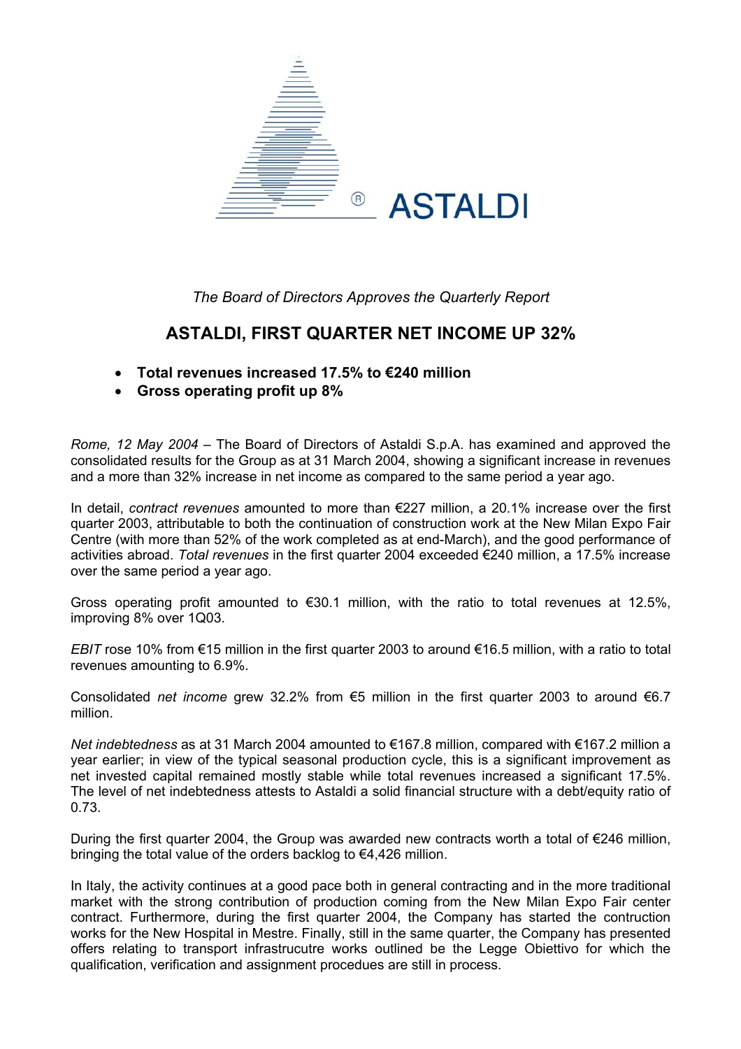ASTALDI

*The Board of Directors Approves the Quarterly Report*

# ASTALDI, FIRST QUARTER NET INCOME UP 32%

- **Total revenues increased 17.5% to €240 million**
- **Gross operating profit up 8%**

*Rome, 12 May 2004* – The Board of Directors of Astaldi S.p.A. has examined and approved the consolidated results for the Group as at 31 March 2004, showing a significant increase in revenues and a more than 32% increase in net income as compared to the same period a year ago.

In detail, *contract revenues* amounted to more than €227 million, a 20.1% increase over the first quarter 2003, attributable to both the continuation of construction work at the New Milan Expo Fair Centre (with more than 52% of the work completed as at end-March), and the good performance of activities abroad. *Total revenues* in the first quarter 2004 exceeded €240 million, a 17.5% increase over the same period a year ago.

Gross operating profit amounted to €30.1 million, with the ratio to total revenues at 12.5%, improving 8% over 1Q03.

*EBIT* rose 10% from €15 million in the first quarter 2003 to around €16.5 million, with a ratio to total revenues amounting to 6.9%.

Consolidated *net income* grew 32.2% from €5 million in the first quarter 2003 to around €6.7 million.

*Net indebtedness* as at 31 March 2004 amounted to €167.8 million, compared with €167.2 million a year earlier; in view of the typical seasonal production cycle, this is a significant improvement as net invested capital remained mostly stable while total revenues increased a significant 17.5%. The level of net indebtedness attests to Astaldi a solid financial structure with a debt/equity ratio of 0.73.

During the first quarter 2004, the Group was awarded new contracts worth a total of €246 million, bringing the total value of the orders backlog to €4,426 million.

In Italy, the activity continues at a good pace both in general contracting and in the more traditional market with the strong contribution of production coming from the New Milan Expo Fair center contract. Furthermore, during the first quarter 2004, the Company has started the contruction works for the New Hospital in Mestre. Finally, still in the same quarter, the Company has presented offers relating to transport infrastrucutre works outlined be the Legge Obiettivo for which the qualification, verification and assignment procedues are still in process.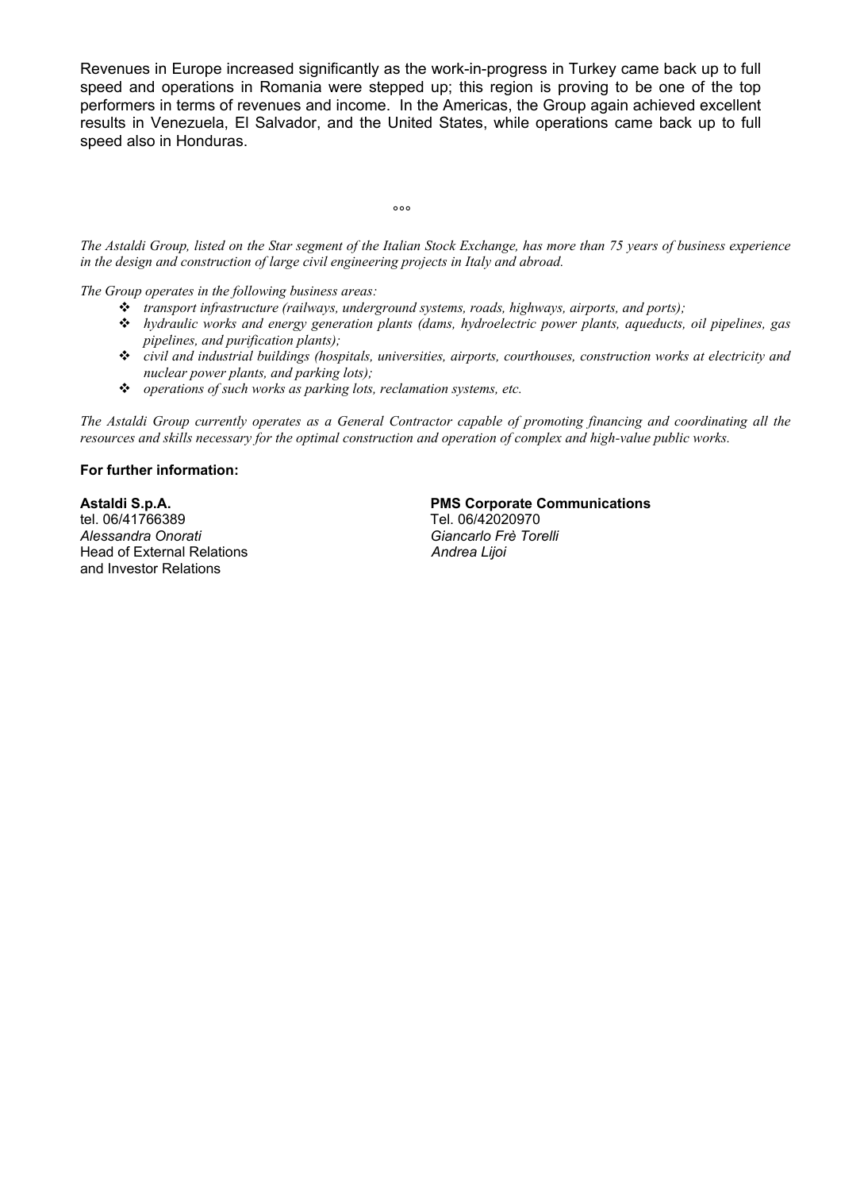Revenues in Europe increased significantly as the work-in-progress in Turkey came back up to full speed and operations in Romania were stepped up; this region is proving to be one of the top performers in terms of revenues and income. In the Americas, the Group again achieved excellent results in Venezuela, El Salvador, and the United States, while operations came back up to full speed also in Honduras.

°°°

*The Astaldi Group, listed on the Star segment of the Italian Stock Exchange, has more than 75 years of business experience in the design and construction of large civil engineering projects in Italy and abroad.*

*The Group operates in the following business areas:*

- *transport infrastructure (railways, underground systems, roads, highways, airports, and ports);*
- *hydraulic works and energy generation plants (dams, hydroelectric power plants, aqueducts, oil pipelines, gas pipelines, and purification plants);*
- *civil and industrial buildings (hospitals, universities, airports, courthouses, construction works at electricity and nuclear power plants, and parking lots);*
- *operations of such works as parking lots, reclamation systems, etc.*

*The Astaldi Group currently operates as a General Contractor capable of promoting financing and coordinating all the resources and skills necessary for the optimal construction and operation of complex and high-value public works.*

**For further information:**

**Astaldi S.p.A.**
tel. 06/41766389
*Alessandra Onorati*
Head of External Relations
and Investor Relations

**PMS Corporate Communications**
Tel. 06/42020970
*Giancarlo Frè Torelli*
*Andrea Lijoi*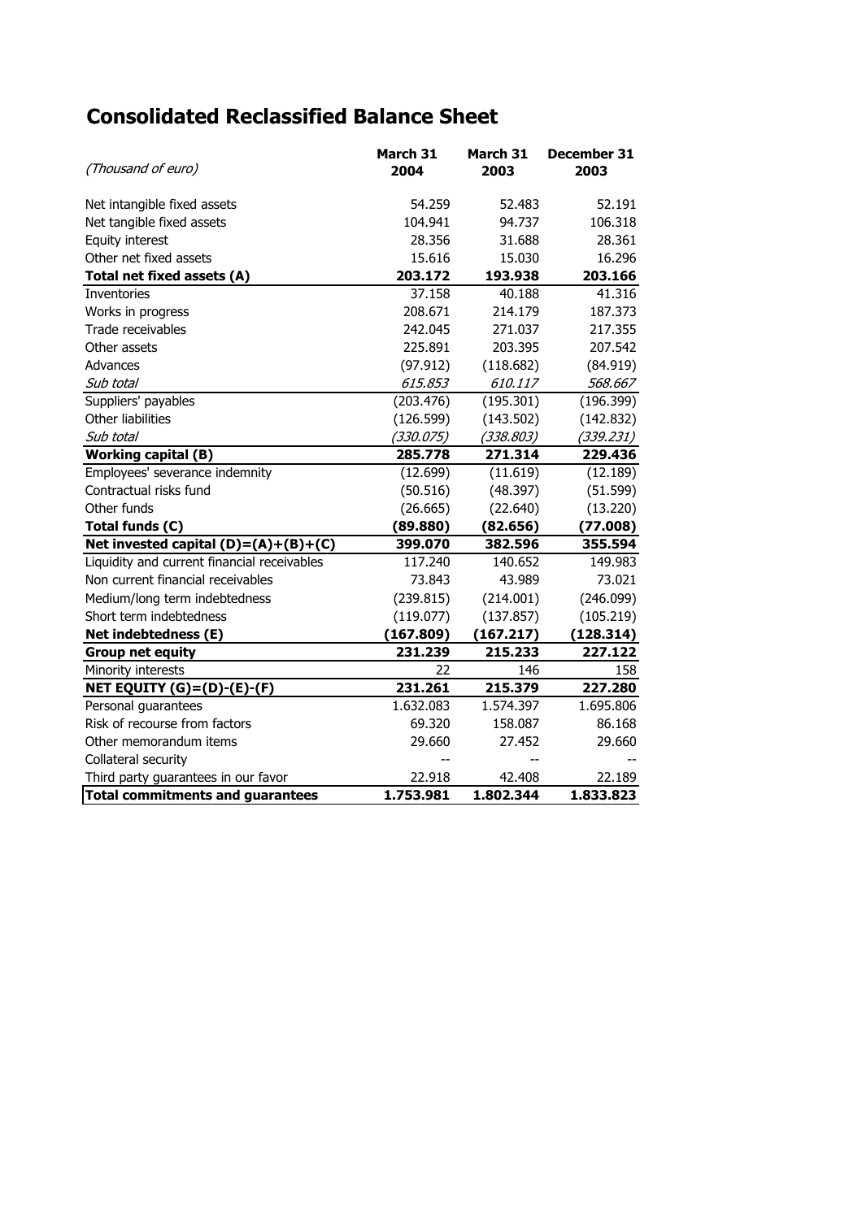# Consolidated Reclassified Balance Sheet

| *(Thousand of euro)* | **March 31 2004** | **March 31 2003** | **December 31 2003** |
|---|---|---|---|
| Net intangible fixed assets | 54.259 | 52.483 | 52.191 |
| Net tangible fixed assets | 104.941 | 94.737 | 106.318 |
| Equity interest | 28.356 | 31.688 | 28.361 |
| Other net fixed assets | 15.616 | 15.030 | 16.296 |
| **Total net fixed assets (A)** | **203.172** | **193.938** | **203.166** |
| Inventories | 37.158 | 40.188 | 41.316 |
| Works in progress | 208.671 | 214.179 | 187.373 |
| Trade receivables | 242.045 | 271.037 | 217.355 |
| Other assets | 225.891 | 203.395 | 207.542 |
| Advances | (97.912) | (118.682) | (84.919) |
| *Sub total* | *615.853* | *610.117* | *568.667* |
| Suppliers' payables | (203.476) | (195.301) | (196.399) |
| Other liabilities | (126.599) | (143.502) | (142.832) |
| *Sub total* | *(330.075)* | *(338.803)* | *(339.231)* |
| **Working capital (B)** | **285.778** | **271.314** | **229.436** |
| Employees' severance indemnity | (12.699) | (11.619) | (12.189) |
| Contractual risks fund | (50.516) | (48.397) | (51.599) |
| Other funds | (26.665) | (22.640) | (13.220) |
| **Total funds (C)** | **(89.880)** | **(82.656)** | **(77.008)** |
| **Net invested capital (D)=(A)+(B)+(C)** | **399.070** | **382.596** | **355.594** |
| Liquidity and current financial receivables | 117.240 | 140.652 | 149.983 |
| Non current financial receivables | 73.843 | 43.989 | 73.021 |
| Medium/long term indebtedness | (239.815) | (214.001) | (246.099) |
| Short term indebtedness | (119.077) | (137.857) | (105.219) |
| **Net indebtedness (E)** | **(167.809)** | **(167.217)** | **(128.314)** |
| **Group net equity** | **231.239** | **215.233** | **227.122** |
| Minority interests | 22 | 146 | 158 |
| **NET EQUITY (G)=(D)-(E)-(F)** | **231.261** | **215.379** | **227.280** |
| Personal guarantees | 1.632.083 | 1.574.397 | 1.695.806 |
| Risk of recourse from factors | 69.320 | 158.087 | 86.168 |
| Other memorandum items | 29.660 | 27.452 | 29.660 |
| Collateral security | -- | -- | -- |
| Third party guarantees in our favor | 22.918 | 42.408 | 22.189 |
| **Total commitments and guarantees** | **1.753.981** | **1.802.344** | **1.833.823** |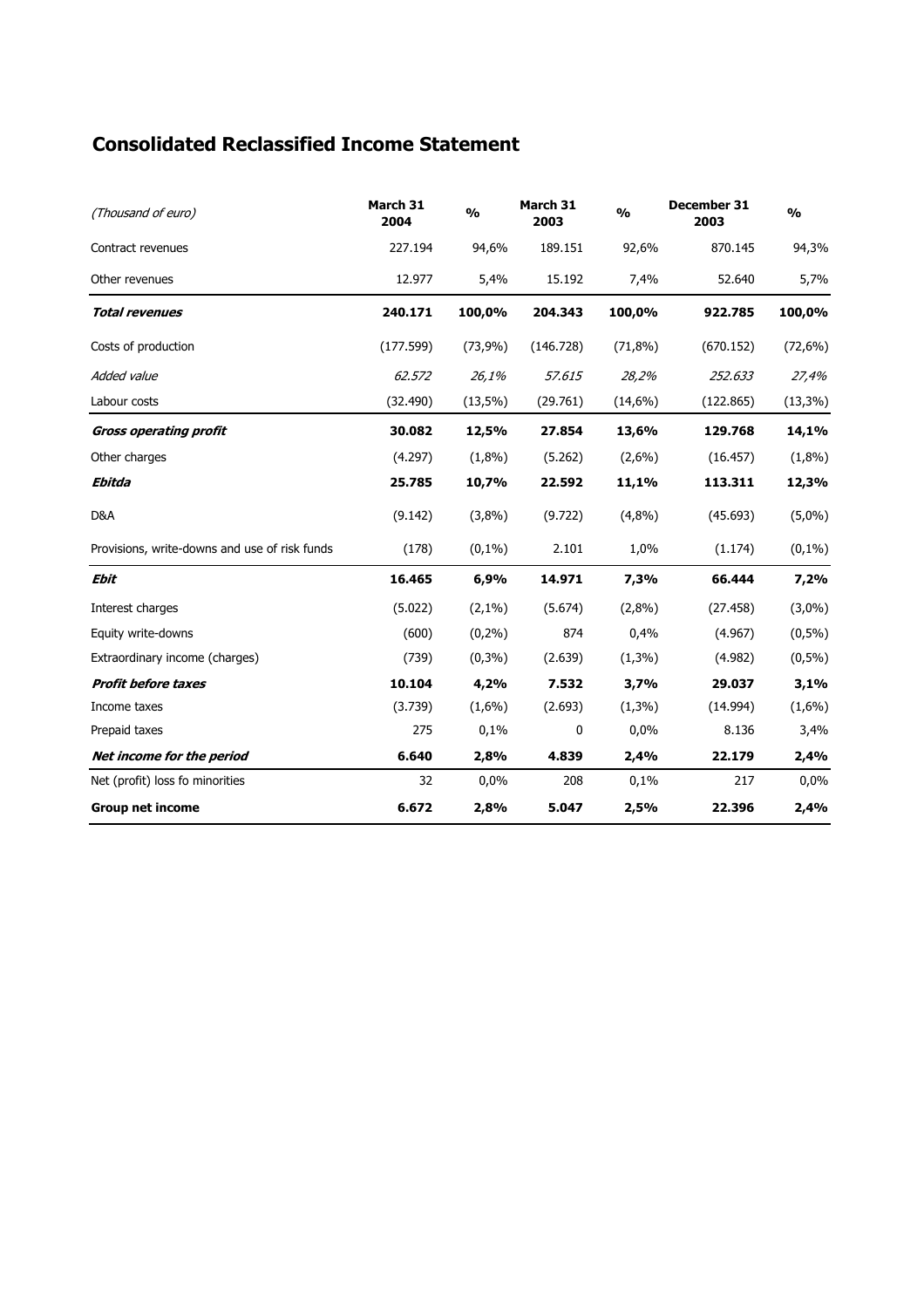## Consolidated Reclassified Income Statement

| *(Thousand of euro)* | March 31 2004 | % | March 31 2003 | % | December 31 2003 | % |
|---|---|---|---|---|---|---|
| Contract revenues | 227.194 | 94,6% | 189.151 | 92,6% | 870.145 | 94,3% |
| Other revenues | 12.977 | 5,4% | 15.192 | 7,4% | 52.640 | 5,7% |
| ***Total revenues*** | **240.171** | **100,0%** | **204.343** | **100,0%** | **922.785** | **100,0%** |
| Costs of production | (177.599) | (73,9%) | (146.728) | (71,8%) | (670.152) | (72,6%) |
| *Added value* | *62.572* | *26,1%* | *57.615* | *28,2%* | *252.633* | *27,4%* |
| Labour costs | (32.490) | (13,5%) | (29.761) | (14,6%) | (122.865) | (13,3%) |
| ***Gross operating profit*** | **30.082** | **12,5%** | **27.854** | **13,6%** | **129.768** | **14,1%** |
| Other charges | (4.297) | (1,8%) | (5.262) | (2,6%) | (16.457) | (1,8%) |
| ***Ebitda*** | **25.785** | **10,7%** | **22.592** | **11,1%** | **113.311** | **12,3%** |
| D&A | (9.142) | (3,8%) | (9.722) | (4,8%) | (45.693) | (5,0%) |
| Provisions, write-downs and use of risk funds | (178) | (0,1%) | 2.101 | 1,0% | (1.174) | (0,1%) |
| ***Ebit*** | **16.465** | **6,9%** | **14.971** | **7,3%** | **66.444** | **7,2%** |
| Interest charges | (5.022) | (2,1%) | (5.674) | (2,8%) | (27.458) | (3,0%) |
| Equity write-downs | (600) | (0,2%) | 874 | 0,4% | (4.967) | (0,5%) |
| Extraordinary income (charges) | (739) | (0,3%) | (2.639) | (1,3%) | (4.982) | (0,5%) |
| ***Profit before taxes*** | **10.104** | **4,2%** | **7.532** | **3,7%** | **29.037** | **3,1%** |
| Income taxes | (3.739) | (1,6%) | (2.693) | (1,3%) | (14.994) | (1,6%) |
| Prepaid taxes | 275 | 0,1% | 0 | 0,0% | 8.136 | 3,4% |
| ***Net income for the period*** | **6.640** | **2,8%** | **4.839** | **2,4%** | **22.179** | **2,4%** |
| Net (profit) loss fo minorities | 32 | 0,0% | 208 | 0,1% | 217 | 0,0% |
| **Group net income** | **6.672** | **2,8%** | **5.047** | **2,5%** | **22.396** | **2,4%** |